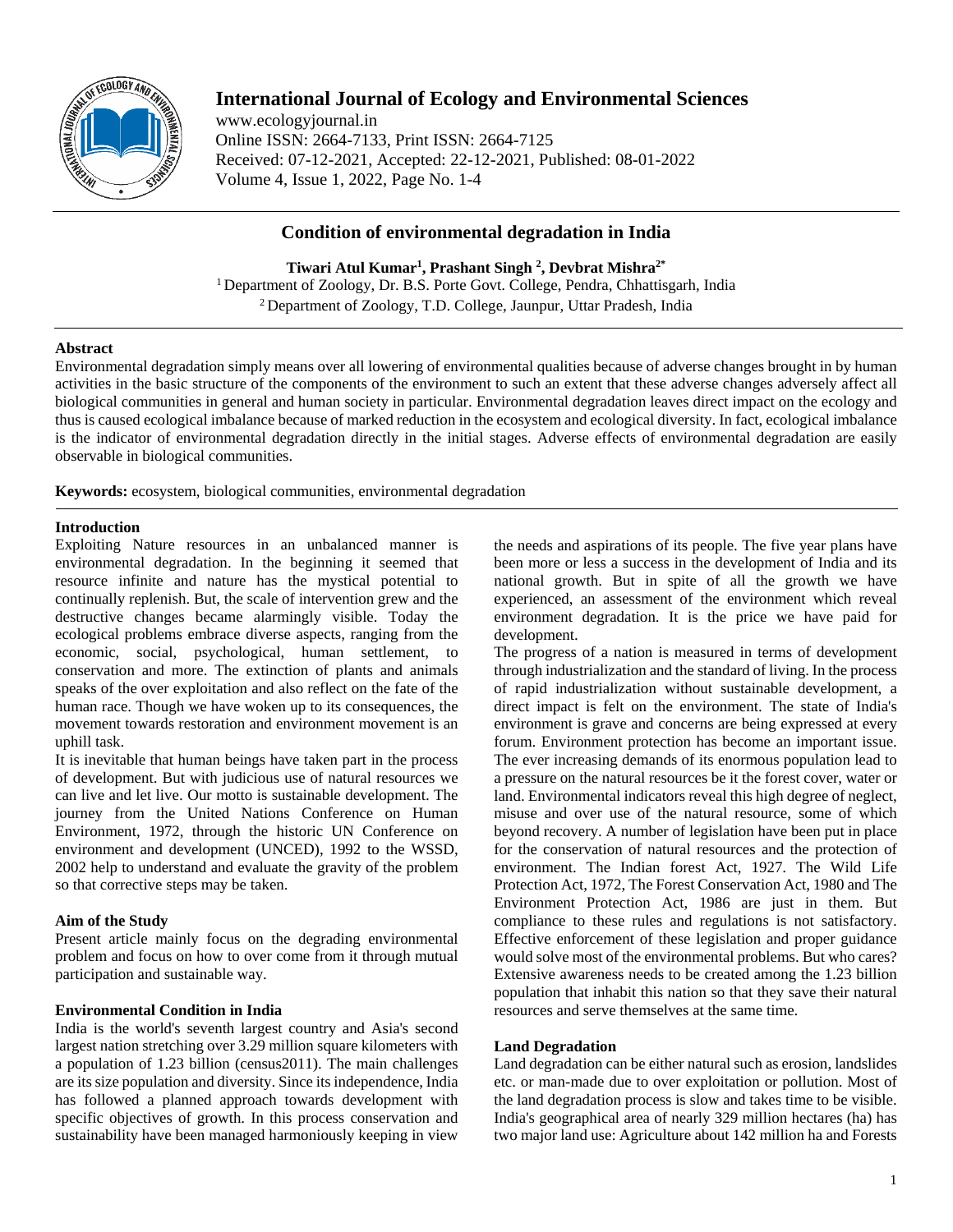# Condition of environmental degradation in India

**Tiwari Atul Kumar[1], Prashant Singh [2], Devbrat Mishra[2*]**

[1] Department of Zoology, Dr. B.S. Porte Govt. College, Pendra, Chhattisgarh, India
[2] Department of Zoology, T.D. College, Jaunpur, Uttar Pradesh, India

## Abstract

Environmental degradation simply means over all lowering of environmental qualities because of adverse changes brought in by human activities in the basic structure of the components of the environment to such an extent that these adverse changes adversely affect all biological communities in general and human society in particular. Environmental degradation leaves direct impact on the ecology and thus is caused ecological imbalance because of marked reduction in the ecosystem and ecological diversity. In fact, ecological imbalance is the indicator of environmental degradation directly in the initial stages. Adverse effects of environmental degradation are easily observable in biological communities.

**Keywords:** ecosystem, biological communities, environmental degradation

## Introduction

Exploiting Nature resources in an unbalanced manner is environmental degradation. In the beginning it seemed that resource infinite and nature has the mystical potential to continually replenish. But, the scale of intervention grew and the destructive changes became alarmingly visible. Today the ecological problems embrace diverse aspects, ranging from the economic, social, psychological, human settlement, to conservation and more. The extinction of plants and animals speaks of the over exploitation and also reflect on the fate of the human race. Though we have woken up to its consequences, the movement towards restoration and environment movement is an uphill task.

It is inevitable that human beings have taken part in the process of development. But with judicious use of natural resources we can live and let live. Our motto is sustainable development. The journey from the United Nations Conference on Human Environment, 1972, through the historic UN Conference on environment and development (UNCED), 1992 to the WSSD, 2002 help to understand and evaluate the gravity of the problem so that corrective steps may be taken.

### Aim of the Study

Present article mainly focus on the degrading environmental problem and focus on how to over come from it through mutual participation and sustainable way.

### Environmental Condition in India

India is the world's seventh largest country and Asia's second largest nation stretching over 3.29 million square kilometers with a population of 1.23 billion (census2011). The main challenges are its size population and diversity. Since its independence, India has followed a planned approach towards development with specific objectives of growth. In this process conservation and sustainability have been managed harmoniously keeping in view the needs and aspirations of its people. The five year plans have been more or less a success in the development of India and its national growth. But in spite of all the growth we have experienced, an assessment of the environment which reveal environment degradation. It is the price we have paid for development.

The progress of a nation is measured in terms of development through industrialization and the standard of living. In the process of rapid industrialization without sustainable development, a direct impact is felt on the environment. The state of India's environment is grave and concerns are being expressed at every forum. Environment protection has become an important issue. The ever increasing demands of its enormous population lead to a pressure on the natural resources be it the forest cover, water or land. Environmental indicators reveal this high degree of neglect, misuse and over use of the natural resource, some of which beyond recovery. A number of legislation have been put in place for the conservation of natural resources and the protection of environment. The Indian forest Act, 1927. The Wild Life Protection Act, 1972, The Forest Conservation Act, 1980 and The Environment Protection Act, 1986 are just in them. But compliance to these rules and regulations is not satisfactory. Effective enforcement of these legislation and proper guidance would solve most of the environmental problems. But who cares? Extensive awareness needs to be created among the 1.23 billion population that inhabit this nation so that they save their natural resources and serve themselves at the same time.

### Land Degradation

Land degradation can be either natural such as erosion, landslides etc. or man-made due to over exploitation or pollution. Most of the land degradation process is slow and takes time to be visible. India's geographical area of nearly 329 million hectares (ha) has two major land use: Agriculture about 142 million ha and Forests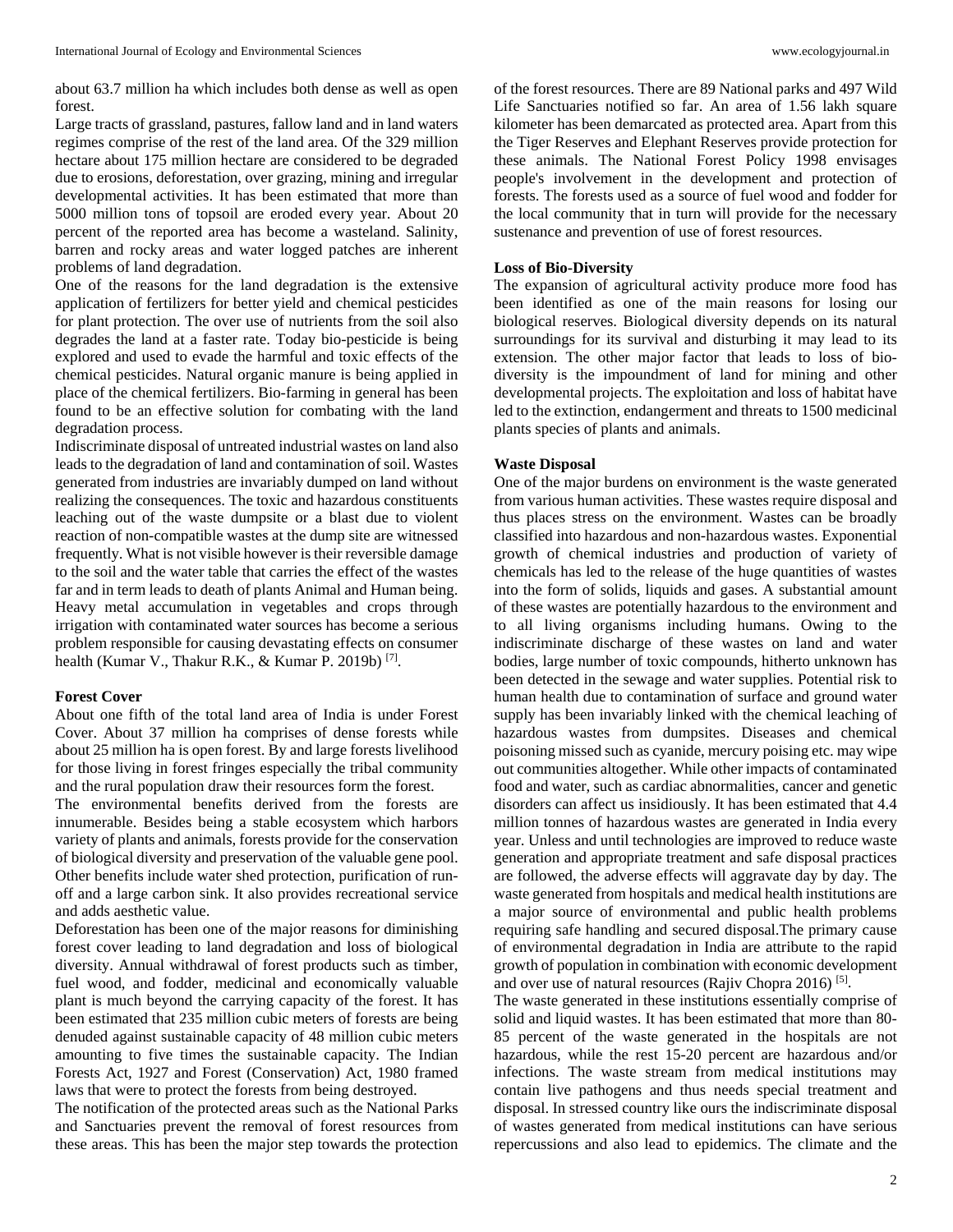about 63.7 million ha which includes both dense as well as open forest.

Large tracts of grassland, pastures, fallow land and in land waters regimes comprise of the rest of the land area. Of the 329 million hectare about 175 million hectare are considered to be degraded due to erosions, deforestation, over grazing, mining and irregular developmental activities. It has been estimated that more than 5000 million tons of topsoil are eroded every year. About 20 percent of the reported area has become a wasteland. Salinity, barren and rocky areas and water logged patches are inherent problems of land degradation.

One of the reasons for the land degradation is the extensive application of fertilizers for better yield and chemical pesticides for plant protection. The over use of nutrients from the soil also degrades the land at a faster rate. Today bio-pesticide is being explored and used to evade the harmful and toxic effects of the chemical pesticides. Natural organic manure is being applied in place of the chemical fertilizers. Bio-farming in general has been found to be an effective solution for combating with the land degradation process.

Indiscriminate disposal of untreated industrial wastes on land also leads to the degradation of land and contamination of soil. Wastes generated from industries are invariably dumped on land without realizing the consequences. The toxic and hazardous constituents leaching out of the waste dumpsite or a blast due to violent reaction of non-compatible wastes at the dump site are witnessed frequently. What is not visible however is their reversible damage to the soil and the water table that carries the effect of the wastes far and in term leads to death of plants Animal and Human being. Heavy metal accumulation in vegetables and crops through irrigation with contaminated water sources has become a serious problem responsible for causing devastating effects on consumer health (Kumar V., Thakur R.K., & Kumar P. 2019b) [7].

**Forest Cover**

About one fifth of the total land area of India is under Forest Cover. About 37 million ha comprises of dense forests while about 25 million ha is open forest. By and large forests livelihood for those living in forest fringes especially the tribal community and the rural population draw their resources form the forest.

The environmental benefits derived from the forests are innumerable. Besides being a stable ecosystem which harbors variety of plants and animals, forests provide for the conservation of biological diversity and preservation of the valuable gene pool. Other benefits include water shed protection, purification of run-off and a large carbon sink. It also provides recreational service and adds aesthetic value.

Deforestation has been one of the major reasons for diminishing forest cover leading to land degradation and loss of biological diversity. Annual withdrawal of forest products such as timber, fuel wood, and fodder, medicinal and economically valuable plant is much beyond the carrying capacity of the forest. It has been estimated that 235 million cubic meters of forests are being denuded against sustainable capacity of 48 million cubic meters amounting to five times the sustainable capacity. The Indian Forests Act, 1927 and Forest (Conservation) Act, 1980 framed laws that were to protect the forests from being destroyed.

The notification of the protected areas such as the National Parks and Sanctuaries prevent the removal of forest resources from these areas. This has been the major step towards the protection of the forest resources. There are 89 National parks and 497 Wild Life Sanctuaries notified so far. An area of 1.56 lakh square kilometer has been demarcated as protected area. Apart from this the Tiger Reserves and Elephant Reserves provide protection for these animals. The National Forest Policy 1998 envisages people's involvement in the development and protection of forests. The forests used as a source of fuel wood and fodder for the local community that in turn will provide for the necessary sustenance and prevention of use of forest resources.

**Loss of Bio-Diversity**

The expansion of agricultural activity produce more food has been identified as one of the main reasons for losing our biological reserves. Biological diversity depends on its natural surroundings for its survival and disturbing it may lead to its extension. The other major factor that leads to loss of bio-diversity is the impoundment of land for mining and other developmental projects. The exploitation and loss of habitat have led to the extinction, endangerment and threats to 1500 medicinal plants species of plants and animals.

**Waste Disposal**

One of the major burdens on environment is the waste generated from various human activities. These wastes require disposal and thus places stress on the environment. Wastes can be broadly classified into hazardous and non-hazardous wastes. Exponential growth of chemical industries and production of variety of chemicals has led to the release of the huge quantities of wastes into the form of solids, liquids and gases. A substantial amount of these wastes are potentially hazardous to the environment and to all living organisms including humans. Owing to the indiscriminate discharge of these wastes on land and water bodies, large number of toxic compounds, hitherto unknown has been detected in the sewage and water supplies. Potential risk to human health due to contamination of surface and ground water supply has been invariably linked with the chemical leaching of hazardous wastes from dumpsites. Diseases and chemical poisoning missed such as cyanide, mercury poising etc. may wipe out communities altogether. While other impacts of contaminated food and water, such as cardiac abnormalities, cancer and genetic disorders can affect us insidiously. It has been estimated that 4.4 million tonnes of hazardous wastes are generated in India every year. Unless and until technologies are improved to reduce waste generation and appropriate treatment and safe disposal practices are followed, the adverse effects will aggravate day by day. The waste generated from hospitals and medical health institutions are a major source of environmental and public health problems requiring safe handling and secured disposal.The primary cause of environmental degradation in India are attribute to the rapid growth of population in combination with economic development and over use of natural resources (Rajiv Chopra 2016) [5].

The waste generated in these institutions essentially comprise of solid and liquid wastes. It has been estimated that more than 80-85 percent of the waste generated in the hospitals are not hazardous, while the rest 15-20 percent are hazardous and/or infections. The waste stream from medical institutions may contain live pathogens and thus needs special treatment and disposal. In stressed country like ours the indiscriminate disposal of wastes generated from medical institutions can have serious repercussions and also lead to epidemics. The climate and the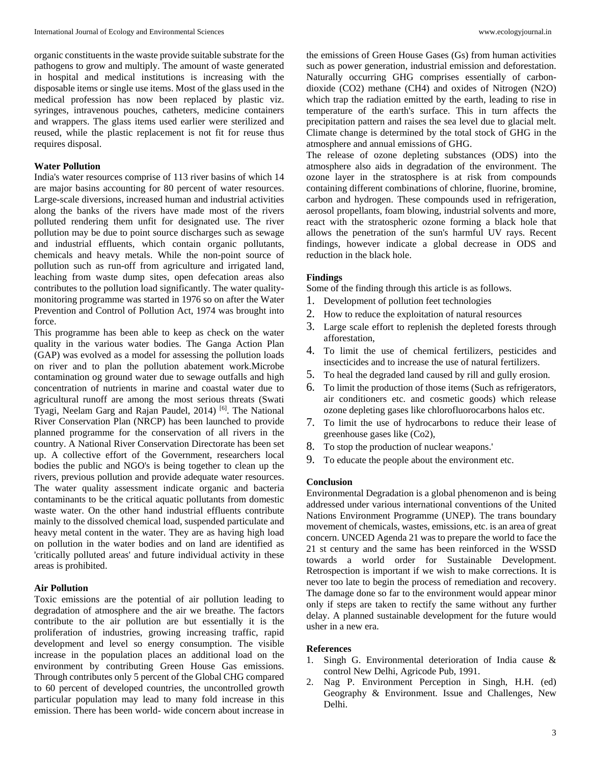organic constituents in the waste provide suitable substrate for the pathogens to grow and multiply. The amount of waste generated in hospital and medical institutions is increasing with the disposable items or single use items. Most of the glass used in the medical profession has now been replaced by plastic viz. syringes, intravenous pouches, catheters, medicine containers and wrappers. The glass items used earlier were sterilized and reused, while the plastic replacement is not fit for reuse thus requires disposal.

**Water Pollution**

India's water resources comprise of 113 river basins of which 14 are major basins accounting for 80 percent of water resources. Large-scale diversions, increased human and industrial activities along the banks of the rivers have made most of the rivers polluted rendering them unfit for designated use. The river pollution may be due to point source discharges such as sewage and industrial effluents, which contain organic pollutants, chemicals and heavy metals. While the non-point source of pollution such as run-off from agriculture and irrigated land, leaching from waste dump sites, open defecation areas also contributes to the pollution load significantly. The water quality-monitoring programme was started in 1976 so on after the Water Prevention and Control of Pollution Act, 1974 was brought into force.

This programme has been able to keep as check on the water quality in the various water bodies. The Ganga Action Plan (GAP) was evolved as a model for assessing the pollution loads on river and to plan the pollution abatement work.Microbe contamination og ground water due to sewage outfalls and high concentration of nutrients in marine and coastal water due to agricultural runoff are among the most serious threats (Swati Tyagi, Neelam Garg and Rajan Paudel, 2014) [6]. The National River Conservation Plan (NRCP) has been launched to provide planned programme for the conservation of all rivers in the country. A National River Conservation Directorate has been set up. A collective effort of the Government, researchers local bodies the public and NGO's is being together to clean up the rivers, previous pollution and provide adequate water resources. The water quality assessment indicate organic and bacteria contaminants to be the critical aquatic pollutants from domestic waste water. On the other hand industrial effluents contribute mainly to the dissolved chemical load, suspended particulate and heavy metal content in the water. They are as having high load on pollution in the water bodies and on land are identified as 'critically polluted areas' and future individual activity in these areas is prohibited.

**Air Pollution**

Toxic emissions are the potential of air pollution leading to degradation of atmosphere and the air we breathe. The factors contribute to the air pollution are but essentially it is the proliferation of industries, growing increasing traffic, rapid development and level so energy consumption. The visible increase in the population places an additional load on the environment by contributing Green House Gas emissions. Through contributes only 5 percent of the Global CHG compared to 60 percent of developed countries, the uncontrolled growth particular population may lead to many fold increase in this emission. There has been world- wide concern about increase in the emissions of Green House Gases (Gs) from human activities such as power generation, industrial emission and deforestation. Naturally occurring GHG comprises essentially of carbon-dioxide ($CO_2$) methane ($CH_4$) and oxides of Nitrogen ($N_2O$) which trap the radiation emitted by the earth, leading to rise in temperature of the earth's surface. This in turn affects the precipitation pattern and raises the sea level due to glacial melt. Climate change is determined by the total stock of GHG in the atmosphere and annual emissions of GHG.

The release of ozone depleting substances (ODS) into the atmosphere also aids in degradation of the environment. The ozone layer in the stratosphere is at risk from compounds containing different combinations of chlorine, fluorine, bromine, carbon and hydrogen. These compounds used in refrigeration, aerosol propellants, foam blowing, industrial solvents and more, react with the stratospheric ozone forming a black hole that allows the penetration of the sun's harmful UV rays. Recent findings, however indicate a global decrease in ODS and reduction in the black hole.

**Findings**

Some of the finding through this article is as follows.

1. Development of pollution feet technologies
2. How to reduce the exploitation of natural resources
3. Large scale effort to replenish the depleted forests through afforestation,
4. To limit the use of chemical fertilizers, pesticides and insecticides and to increase the use of natural fertilizers.
5. To heal the degraded land caused by rill and gully erosion.
6. To limit the production of those items (Such as refrigerators, air conditioners etc. and cosmetic goods) which release ozone depleting gases like chlorofluorocarbons halos etc.
7. To limit the use of hydrocarbons to reduce their lease of greenhouse gases like (Co2),
8. To stop the production of nuclear weapons.'
9. To educate the people about the environment etc.

**Conclusion**

Environmental Degradation is a global phenomenon and is being addressed under various international conventions of the United Nations Environment Programme (UNEP). The trans boundary movement of chemicals, wastes, emissions, etc. is an area of great concern. UNCED Agenda 21 was to prepare the world to face the 21 st century and the same has been reinforced in the WSSD towards a world order for Sustainable Development. Retrospection is important if we wish to make corrections. It is never too late to begin the process of remediation and recovery. The damage done so far to the environment would appear minor only if steps are taken to rectify the same without any further delay. A planned sustainable development for the future would usher in a new era.

**References**

1. Singh G. Environmental deterioration of India cause & control New Delhi, Agricode Pub, 1991.
2. Nag P. Environment Perception in Singh, H.H. (ed) Geography & Environment. Issue and Challenges, New Delhi.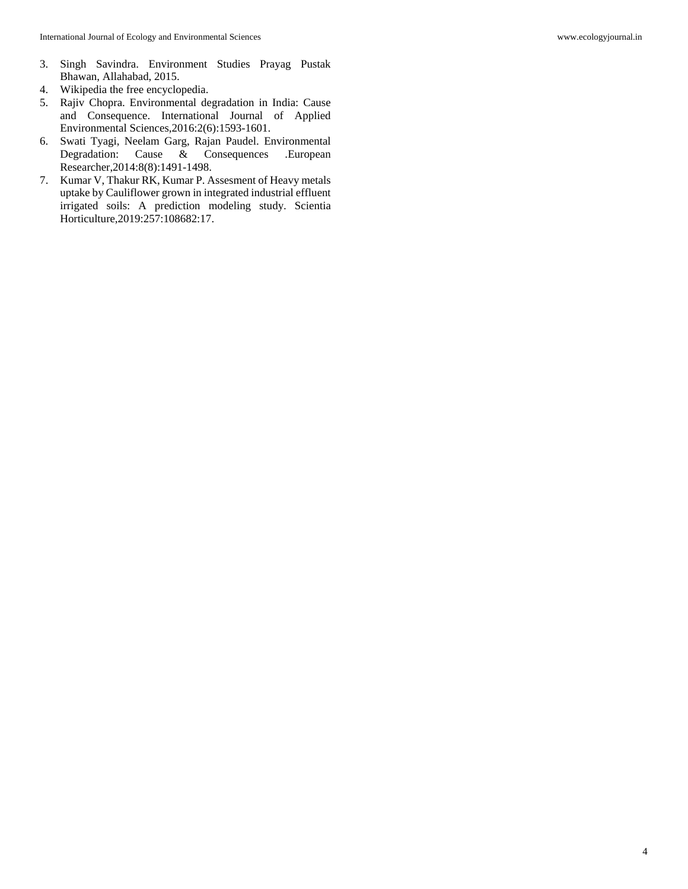3. Singh Savindra. Environment Studies Prayag Pustak Bhawan, Allahabad, 2015.
4. Wikipedia the free encyclopedia.
5. Rajiv Chopra. Environmental degradation in India: Cause and Consequence. International Journal of Applied Environmental Sciences,2016:2(6):1593-1601.
6. Swati Tyagi, Neelam Garg, Rajan Paudel. Environmental Degradation: Cause & Consequences .European Researcher,2014:8(8):1491-1498.
7. Kumar V, Thakur RK, Kumar P. Assesment of Heavy metals uptake by Cauliflower grown in integrated industrial effluent irrigated soils: A prediction modeling study. Scientia Horticulture,2019:257:108682:17.